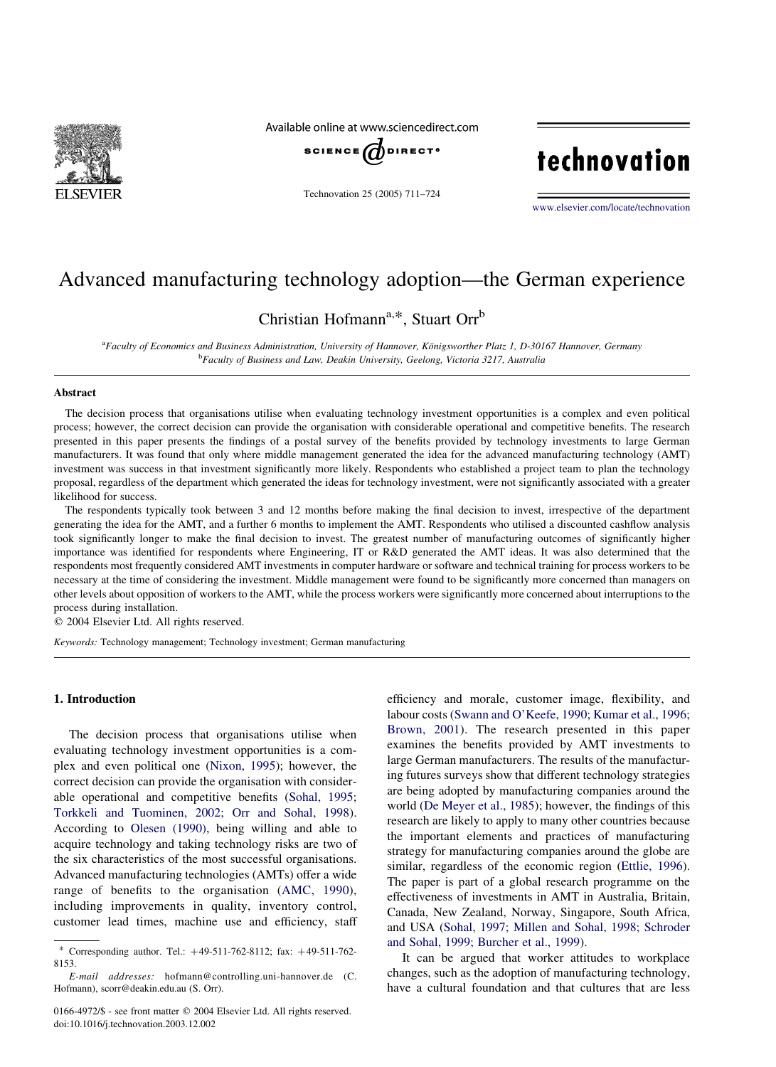# Advanced manufacturing technology adoption—the German experience

Christian Hofmann[a,*], Stuart Orr[b]

[a]Faculty of Economics and Business Administration, University of Hannover, Königsworther Platz 1, D-30167 Hannover, Germany
[b]Faculty of Business and Law, Deakin University, Geelong, Victoria 3217, Australia

## Abstract

The decision process that organisations utilise when evaluating technology investment opportunities is a complex and even political process; however, the correct decision can provide the organisation with considerable operational and competitive benefits. The research presented in this paper presents the findings of a postal survey of the benefits provided by technology investments to large German manufacturers. It was found that only where middle management generated the idea for the advanced manufacturing technology (AMT) investment was success in that investment significantly more likely. Respondents who established a project team to plan the technology proposal, regardless of the department which generated the ideas for technology investment, were not significantly associated with a greater likelihood for success.

The respondents typically took between 3 and 12 months before making the final decision to invest, irrespective of the department generating the idea for the AMT, and a further 6 months to implement the AMT. Respondents who utilised a discounted cashflow analysis took significantly longer to make the final decision to invest. The greatest number of manufacturing outcomes of significantly higher importance was identified for respondents where Engineering, IT or R&D generated the AMT ideas. It was also determined that the respondents most frequently considered AMT investments in computer hardware or software and technical training for process workers to be necessary at the time of considering the investment. Middle management were found to be significantly more concerned than managers on other levels about opposition of workers to the AMT, while the process workers were significantly more concerned about interruptions to the process during installation.

© 2004 Elsevier Ltd. All rights reserved.

*Keywords:* Technology management; Technology investment; German manufacturing

## 1. Introduction

The decision process that organisations utilise when evaluating technology investment opportunities is a complex and even political one (Nixon, 1995); however, the correct decision can provide the organisation with considerable operational and competitive benefits (Sohal, 1995; Torkkeli and Tuominen, 2002; Orr and Sohal, 1998). According to Olesen (1990), being willing and able to acquire technology and taking technology risks are two of the six characteristics of the most successful organisations. Advanced manufacturing technologies (AMTs) offer a wide range of benefits to the organisation (AMC, 1990), including improvements in quality, inventory control, customer lead times, machine use and efficiency, staff efficiency and morale, customer image, flexibility, and labour costs (Swann and O'Keefe, 1990; Kumar et al., 1996; Brown, 2001). The research presented in this paper examines the benefits provided by AMT investments to large German manufacturers. The results of the manufacturing futures surveys show that different technology strategies are being adopted by manufacturing companies around the world (De Meyer et al., 1985); however, the findings of this research are likely to apply to many other countries because the important elements and practices of manufacturing strategy for manufacturing companies around the globe are similar, regardless of the economic region (Ettlie, 1996). The paper is part of a global research programme on the effectiveness of investments in AMT in Australia, Britain, Canada, New Zealand, Norway, Singapore, South Africa, and USA (Sohal, 1997; Millen and Sohal, 1998; Schroder and Sohal, 1999; Burcher et al., 1999).

It can be argued that worker attitudes to workplace changes, such as the adoption of manufacturing technology, have a cultural foundation and that cultures that are less

---

* Corresponding author. Tel.: +49-511-762-8112; fax: +49-511-762-8153.

*E-mail addresses:* hofmann@controlling.uni-hannover.de (C. Hofmann), scorr@deakin.edu.au (S. Orr).

0166-4972/$ - see front matter © 2004 Elsevier Ltd. All rights reserved.
doi:10.1016/j.technovation.2003.12.002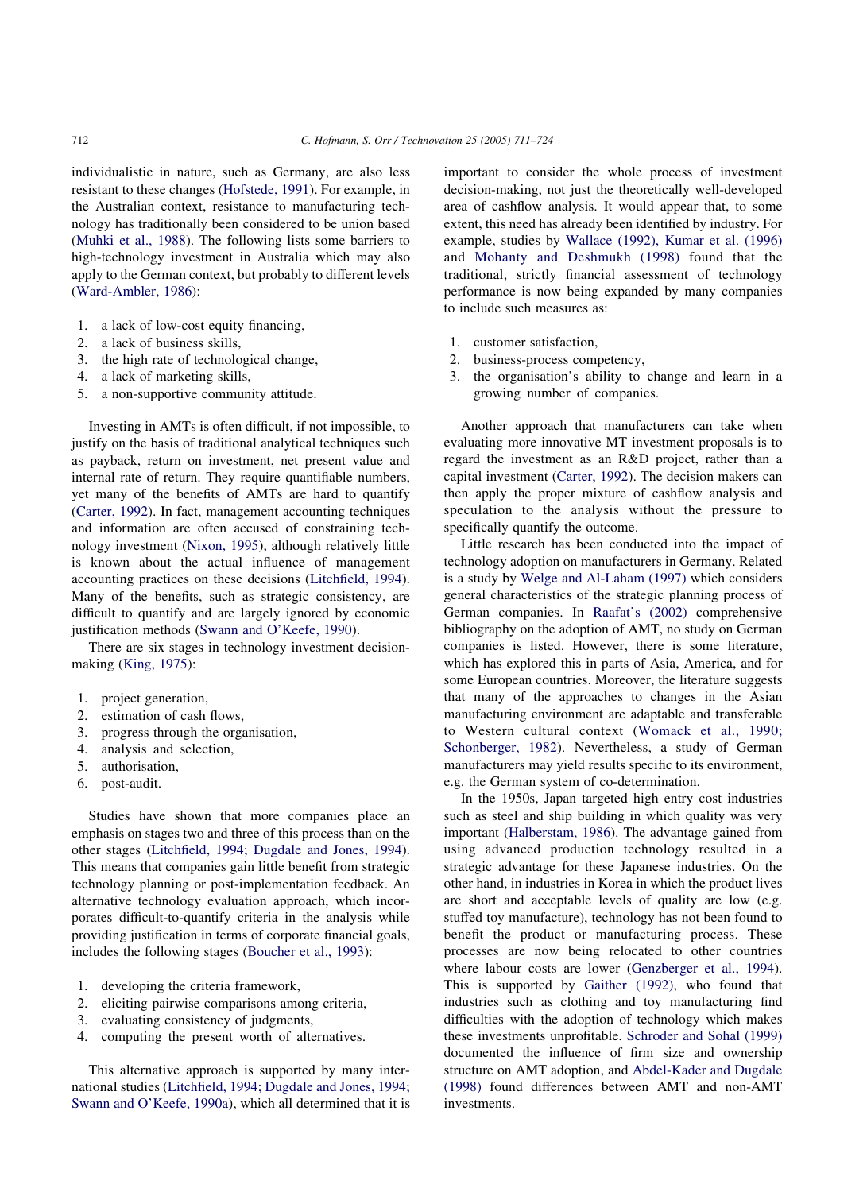individualistic in nature, such as Germany, are also less resistant to these changes (Hofstede, 1991). For example, in the Australian context, resistance to manufacturing technology has traditionally been considered to be union based (Muhki et al., 1988). The following lists some barriers to high-technology investment in Australia which may also apply to the German context, but probably to different levels (Ward-Ambler, 1986):

1. a lack of low-cost equity financing,
2. a lack of business skills,
3. the high rate of technological change,
4. a lack of marketing skills,
5. a non-supportive community attitude.

Investing in AMTs is often difficult, if not impossible, to justify on the basis of traditional analytical techniques such as payback, return on investment, net present value and internal rate of return. They require quantifiable numbers, yet many of the benefits of AMTs are hard to quantify (Carter, 1992). In fact, management accounting techniques and information are often accused of constraining technology investment (Nixon, 1995), although relatively little is known about the actual influence of management accounting practices on these decisions (Litchfield, 1994). Many of the benefits, such as strategic consistency, are difficult to quantify and are largely ignored by economic justification methods (Swann and O'Keefe, 1990).

There are six stages in technology investment decision-making (King, 1975):

1. project generation,
2. estimation of cash flows,
3. progress through the organisation,
4. analysis and selection,
5. authorisation,
6. post-audit.

Studies have shown that more companies place an emphasis on stages two and three of this process than on the other stages (Litchfield, 1994; Dugdale and Jones, 1994). This means that companies gain little benefit from strategic technology planning or post-implementation feedback. An alternative technology evaluation approach, which incorporates difficult-to-quantify criteria in the analysis while providing justification in terms of corporate financial goals, includes the following stages (Boucher et al., 1993):

1. developing the criteria framework,
2. eliciting pairwise comparisons among criteria,
3. evaluating consistency of judgments,
4. computing the present worth of alternatives.

This alternative approach is supported by many international studies (Litchfield, 1994; Dugdale and Jones, 1994; Swann and O'Keefe, 1990a), which all determined that it is important to consider the whole process of investment decision-making, not just the theoretically well-developed area of cashflow analysis. It would appear that, to some extent, this need has already been identified by industry. For example, studies by Wallace (1992), Kumar et al. (1996) and Mohanty and Deshmukh (1998) found that the traditional, strictly financial assessment of technology performance is now being expanded by many companies to include such measures as:

1. customer satisfaction,
2. business-process competency,
3. the organisation's ability to change and learn in a growing number of companies.

Another approach that manufacturers can take when evaluating more innovative MT investment proposals is to regard the investment as an R&D project, rather than a capital investment (Carter, 1992). The decision makers can then apply the proper mixture of cashflow analysis and speculation to the analysis without the pressure to specifically quantify the outcome.

Little research has been conducted into the impact of technology adoption on manufacturers in Germany. Related is a study by Welge and Al-Laham (1997) which considers general characteristics of the strategic planning process of German companies. In Raafat's (2002) comprehensive bibliography on the adoption of AMT, no study on German companies is listed. However, there is some literature, which has explored this in parts of Asia, America, and for some European countries. Moreover, the literature suggests that many of the approaches to changes in the Asian manufacturing environment are adaptable and transferable to Western cultural context (Womack et al., 1990; Schonberger, 1982). Nevertheless, a study of German manufacturers may yield results specific to its environment, e.g. the German system of co-determination.

In the 1950s, Japan targeted high entry cost industries such as steel and ship building in which quality was very important (Halberstam, 1986). The advantage gained from using advanced production technology resulted in a strategic advantage for these Japanese industries. On the other hand, in industries in Korea in which the product lives are short and acceptable levels of quality are low (e.g. stuffed toy manufacture), technology has not been found to benefit the product or manufacturing process. These processes are now being relocated to other countries where labour costs are lower (Genzberger et al., 1994). This is supported by Gaither (1992), who found that industries such as clothing and toy manufacturing find difficulties with the adoption of technology which makes these investments unprofitable. Schroder and Sohal (1999) documented the influence of firm size and ownership structure on AMT adoption, and Abdel-Kader and Dugdale (1998) found differences between AMT and non-AMT investments.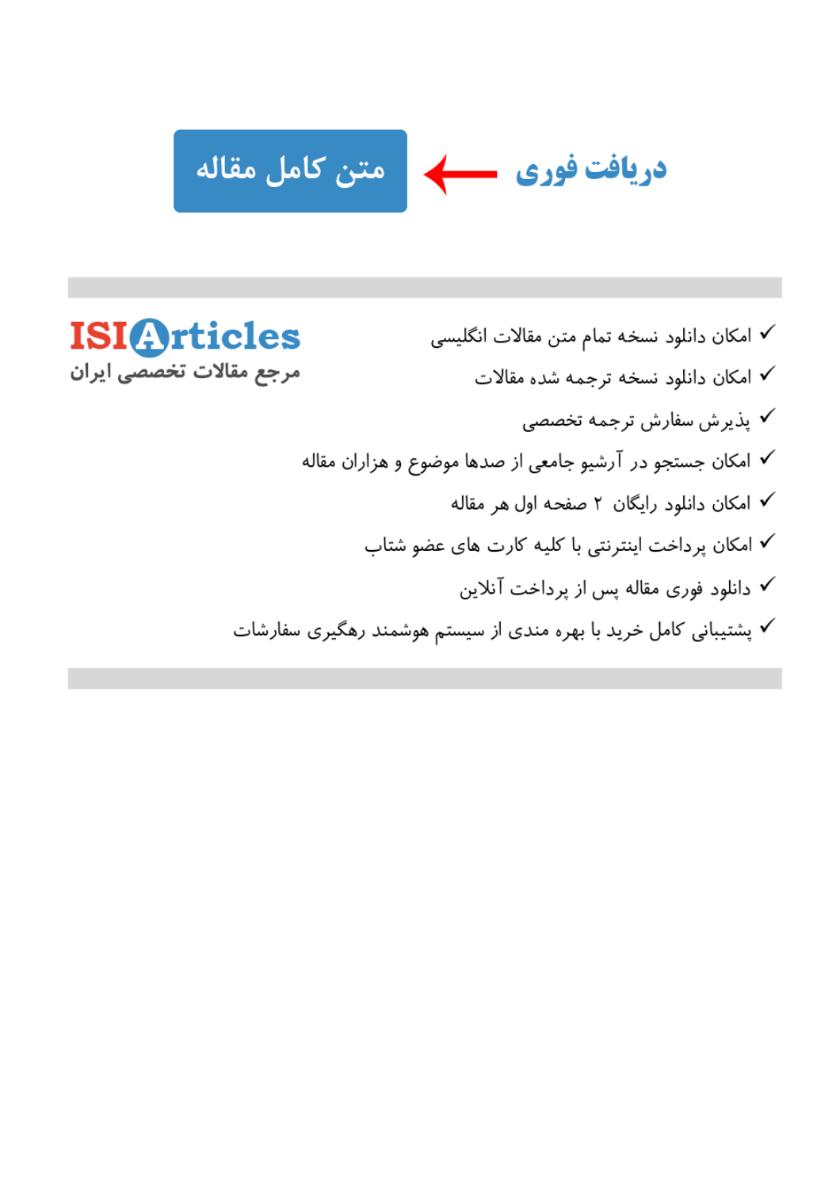دریافت فوری ← متن کامل مقاله

**ISIArticles**
مرجع مقالات تخصصی ایران

- ✓ امکان دانلود نسخه تمام متن مقالات انگلیسی
- ✓ امکان دانلود نسخه ترجمه شده مقالات
- ✓ پذیرش سفارش ترجمه تخصصی
- ✓ امکان جستجو در آرشیو جامعی از صدها موضوع و هزاران مقاله
- ✓ امکان دانلود رایگان ۲ صفحه اول هر مقاله
- ✓ امکان پرداخت اینترنتی با کلیه کارت های عضو شتاب
- ✓ دانلود فوری مقاله پس از پرداخت آنلاین
- ✓ پشتیبانی کامل خرید با بهره مندی از سیستم هوشمند رهگیری سفارشات